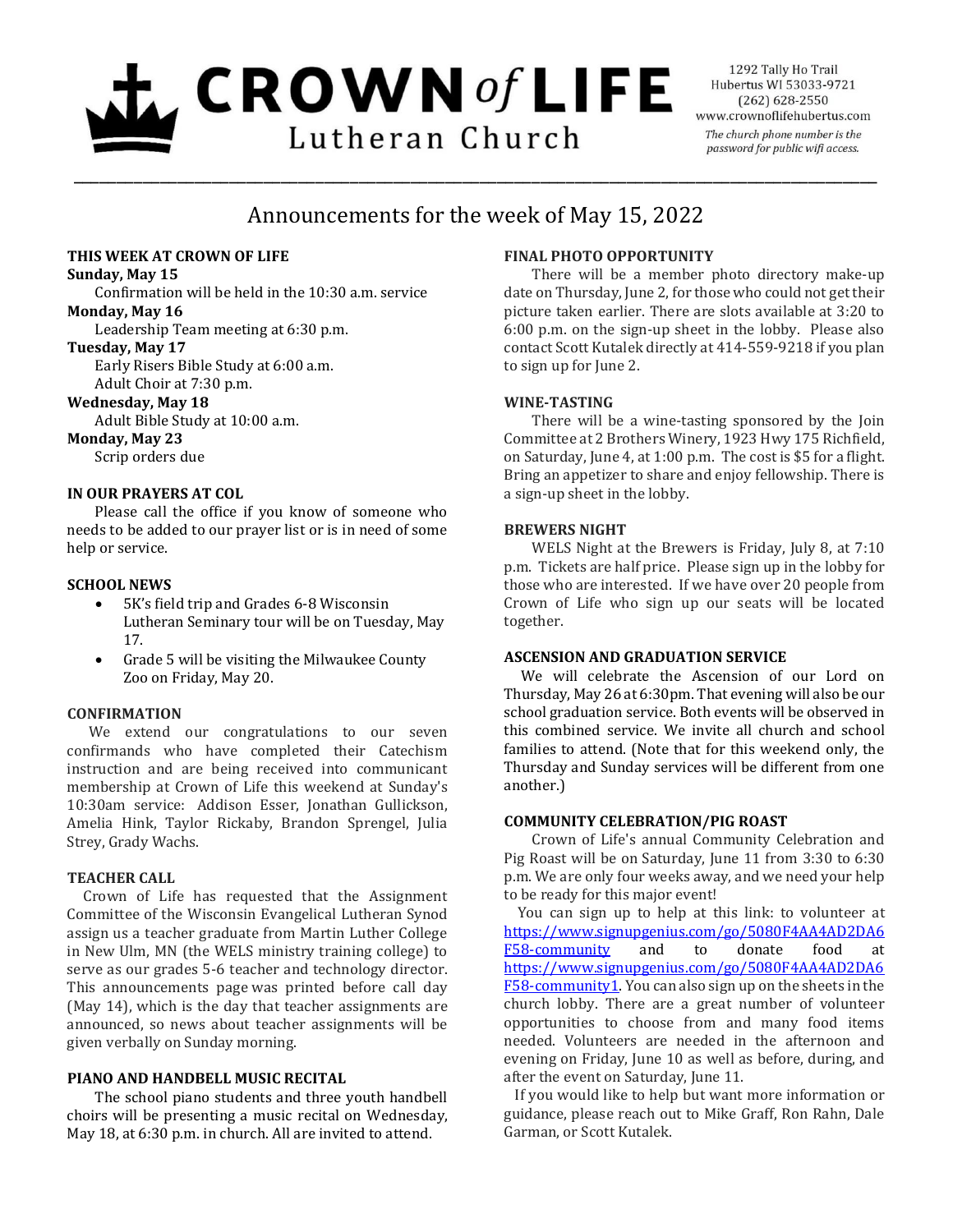# CROWN of LIFE Lutheran Church

1292 Tally Ho Trail
Hubertus WI 53033-9721
(262) 628-2550
www.crownoflifehubertus.com

*The church phone number is the password for public wifi access.*

## Announcements for the week of May 15, 2022

### THIS WEEK AT CROWN OF LIFE

**Sunday, May 15**
Confirmation will be held in the 10:30 a.m. service

**Monday, May 16**
Leadership Team meeting at 6:30 p.m.

**Tuesday, May 17**
Early Risers Bible Study at 6:00 a.m.
Adult Choir at 7:30 p.m.

**Wednesday, May 18**
Adult Bible Study at 10:00 a.m.

**Monday, May 23**
Scrip orders due

### IN OUR PRAYERS AT COL

Please call the office if you know of someone who needs to be added to our prayer list or is in need of some help or service.

### SCHOOL NEWS

- 5K's field trip and Grades 6-8 Wisconsin Lutheran Seminary tour will be on Tuesday, May 17.
- Grade 5 will be visiting the Milwaukee County Zoo on Friday, May 20.

### CONFIRMATION

We extend our congratulations to our seven confirmands who have completed their Catechism instruction and are being received into communicant membership at Crown of Life this weekend at Sunday's 10:30am service: Addison Esser, Jonathan Gullickson, Amelia Hink, Taylor Rickaby, Brandon Sprengel, Julia Strey, Grady Wachs.

### TEACHER CALL

Crown of Life has requested that the Assignment Committee of the Wisconsin Evangelical Lutheran Synod assign us a teacher graduate from Martin Luther College in New Ulm, MN (the WELS ministry training college) to serve as our grades 5-6 teacher and technology director. This announcements page was printed before call day (May 14), which is the day that teacher assignments are announced, so news about teacher assignments will be given verbally on Sunday morning.

### PIANO AND HANDBELL MUSIC RECITAL

The school piano students and three youth handbell choirs will be presenting a music recital on Wednesday, May 18, at 6:30 p.m. in church. All are invited to attend.

### FINAL PHOTO OPPORTUNITY

There will be a member photo directory make-up date on Thursday, June 2, for those who could not get their picture taken earlier. There are slots available at 3:20 to 6:00 p.m. on the sign-up sheet in the lobby. Please also contact Scott Kutalek directly at 414-559-9218 if you plan to sign up for June 2.

### WINE-TASTING

There will be a wine-tasting sponsored by the Join Committee at 2 Brothers Winery, 1923 Hwy 175 Richfield, on Saturday, June 4, at 1:00 p.m. The cost is $5 for a flight. Bring an appetizer to share and enjoy fellowship. There is a sign-up sheet in the lobby.

### BREWERS NIGHT

WELS Night at the Brewers is Friday, July 8, at 7:10 p.m. Tickets are half price. Please sign up in the lobby for those who are interested. If we have over 20 people from Crown of Life who sign up our seats will be located together.

### ASCENSION AND GRADUATION SERVICE

We will celebrate the Ascension of our Lord on Thursday, May 26 at 6:30pm. That evening will also be our school graduation service. Both events will be observed in this combined service. We invite all church and school families to attend. (Note that for this weekend only, the Thursday and Sunday services will be different from one another.)

### COMMUNITY CELEBRATION/PIG ROAST

Crown of Life's annual Community Celebration and Pig Roast will be on Saturday, June 11 from 3:30 to 6:30 p.m. We are only four weeks away, and we need your help to be ready for this major event!

You can sign up to help at this link: to volunteer at [https://www.signupgenius.com/go/5080F4AA4AD2DA6F58-community](https://www.signupgenius.com/go/5080F4AA4AD2DA6F58-community) and to donate food at [https://www.signupgenius.com/go/5080F4AA4AD2DA6F58-community1](https://www.signupgenius.com/go/5080F4AA4AD2DA6F58-community1). You can also sign up on the sheets in the church lobby. There are a great number of volunteer opportunities to choose from and many food items needed. Volunteers are needed in the afternoon and evening on Friday, June 10 as well as before, during, and after the event on Saturday, June 11.

If you would like to help but want more information or guidance, please reach out to Mike Graff, Ron Rahn, Dale Garman, or Scott Kutalek.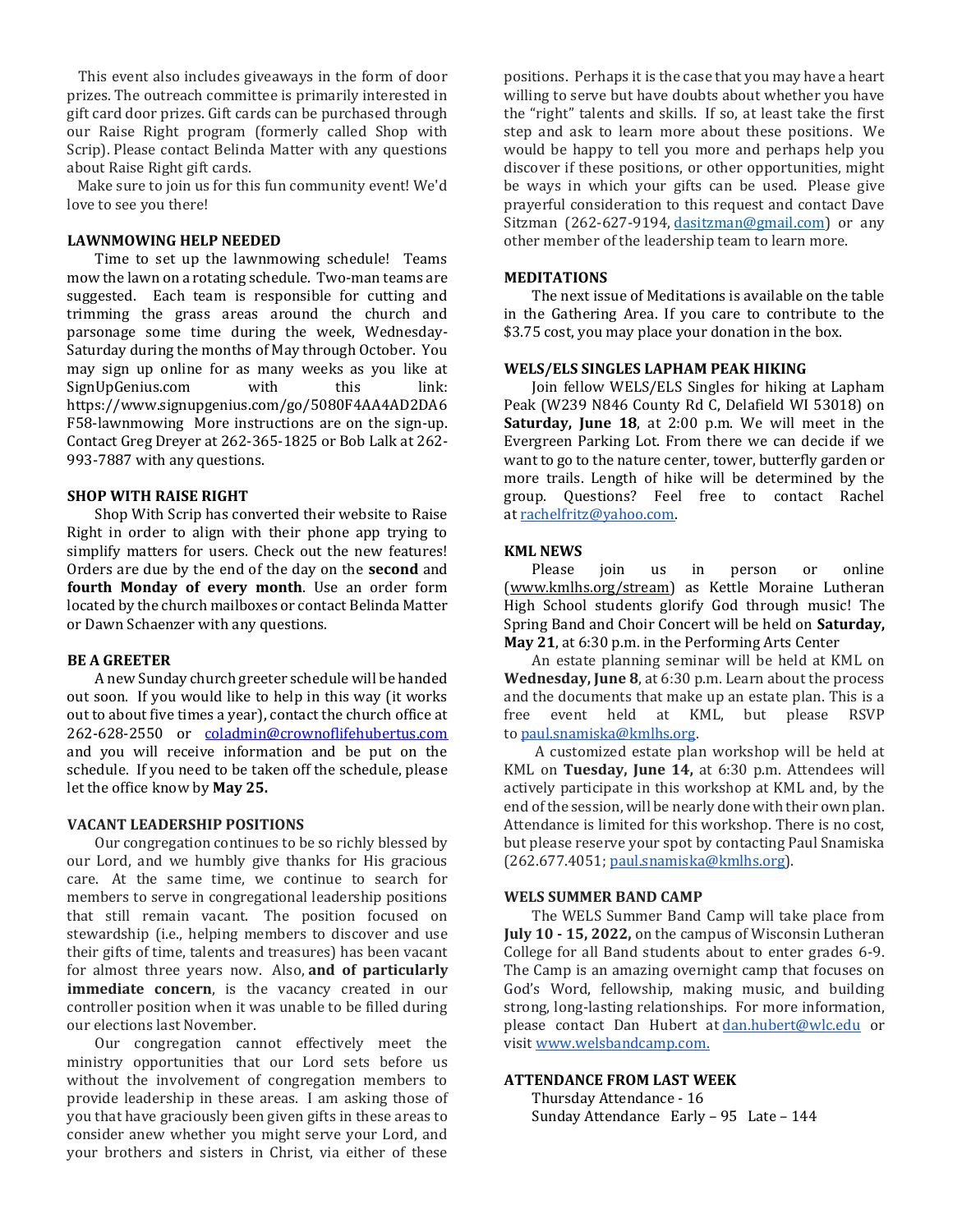This event also includes giveaways in the form of door prizes. The outreach committee is primarily interested in gift card door prizes. Gift cards can be purchased through our Raise Right program (formerly called Shop with Scrip). Please contact Belinda Matter with any questions about Raise Right gift cards.

Make sure to join us for this fun community event! We'd love to see you there!

**LAWNMOWING HELP NEEDED**

Time to set up the lawnmowing schedule! Teams mow the lawn on a rotating schedule. Two-man teams are suggested. Each team is responsible for cutting and trimming the grass areas around the church and parsonage some time during the week, Wednesday-Saturday during the months of May through October. You may sign up online for as many weeks as you like at SignUpGenius.com with this link: https://www.signupgenius.com/go/5080F4AA4AD2DA6F58-lawnmowing More instructions are on the sign-up. Contact Greg Dreyer at 262-365-1825 or Bob Lalk at 262-993-7887 with any questions.

**SHOP WITH RAISE RIGHT**

Shop With Scrip has converted their website to Raise Right in order to align with their phone app trying to simplify matters for users. Check out the new features! Orders are due by the end of the day on the **second** and **fourth Monday of every month**. Use an order form located by the church mailboxes or contact Belinda Matter or Dawn Schaenzer with any questions.

**BE A GREETER**

A new Sunday church greeter schedule will be handed out soon. If you would like to help in this way (it works out to about five times a year), contact the church office at 262-628-2550 or coladmin@crownoflifehubertus.com and you will receive information and be put on the schedule. If you need to be taken off the schedule, please let the office know by **May 25.**

**VACANT LEADERSHIP POSITIONS**

Our congregation continues to be so richly blessed by our Lord, and we humbly give thanks for His gracious care. At the same time, we continue to search for members to serve in congregational leadership positions that still remain vacant. The position focused on stewardship (i.e., helping members to discover and use their gifts of time, talents and treasures) has been vacant for almost three years now. Also, **and of particularly immediate concern**, is the vacancy created in our controller position when it was unable to be filled during our elections last November.

Our congregation cannot effectively meet the ministry opportunities that our Lord sets before us without the involvement of congregation members to provide leadership in these areas. I am asking those of you that have graciously been given gifts in these areas to consider anew whether you might serve your Lord, and your brothers and sisters in Christ, via either of these positions. Perhaps it is the case that you may have a heart willing to serve but have doubts about whether you have the "right" talents and skills. If so, at least take the first step and ask to learn more about these positions. We would be happy to tell you more and perhaps help you discover if these positions, or other opportunities, might be ways in which your gifts can be used. Please give prayerful consideration to this request and contact Dave Sitzman (262-627-9194, dasitzman@gmail.com) or any other member of the leadership team to learn more.

**MEDITATIONS**

The next issue of Meditations is available on the table in the Gathering Area. If you care to contribute to the $3.75 cost, you may place your donation in the box.

**WELS/ELS SINGLES LAPHAM PEAK HIKING**

Join fellow WELS/ELS Singles for hiking at Lapham Peak (W239 N846 County Rd C, Delafield WI 53018) on **Saturday, June 18**, at 2:00 p.m. We will meet in the Evergreen Parking Lot. From there we can decide if we want to go to the nature center, tower, butterfly garden or more trails. Length of hike will be determined by the group. Questions? Feel free to contact Rachel at rachelfritz@yahoo.com.

**KML NEWS**

Please join us in person or online (www.kmlhs.org/stream) as Kettle Moraine Lutheran High School students glorify God through music! The Spring Band and Choir Concert will be held on **Saturday, May 21**, at 6:30 p.m. in the Performing Arts Center

An estate planning seminar will be held at KML on **Wednesday, June 8**, at 6:30 p.m. Learn about the process and the documents that make up an estate plan. This is a free event held at KML, but please RSVP to paul.snamiska@kmlhs.org.

A customized estate plan workshop will be held at KML on **Tuesday, June 14,** at 6:30 p.m. Attendees will actively participate in this workshop at KML and, by the end of the session, will be nearly done with their own plan. Attendance is limited for this workshop. There is no cost, but please reserve your spot by contacting Paul Snamiska (262.677.4051; paul.snamiska@kmlhs.org).

**WELS SUMMER BAND CAMP**

The WELS Summer Band Camp will take place from **July 10 - 15, 2022,** on the campus of Wisconsin Lutheran College for all Band students about to enter grades 6-9. The Camp is an amazing overnight camp that focuses on God's Word, fellowship, making music, and building strong, long-lasting relationships. For more information, please contact Dan Hubert at dan.hubert@wlc.edu or visit www.welsbandcamp.com.

**ATTENDANCE FROM LAST WEEK**

Thursday Attendance - 16
Sunday Attendance Early – 95 Late – 144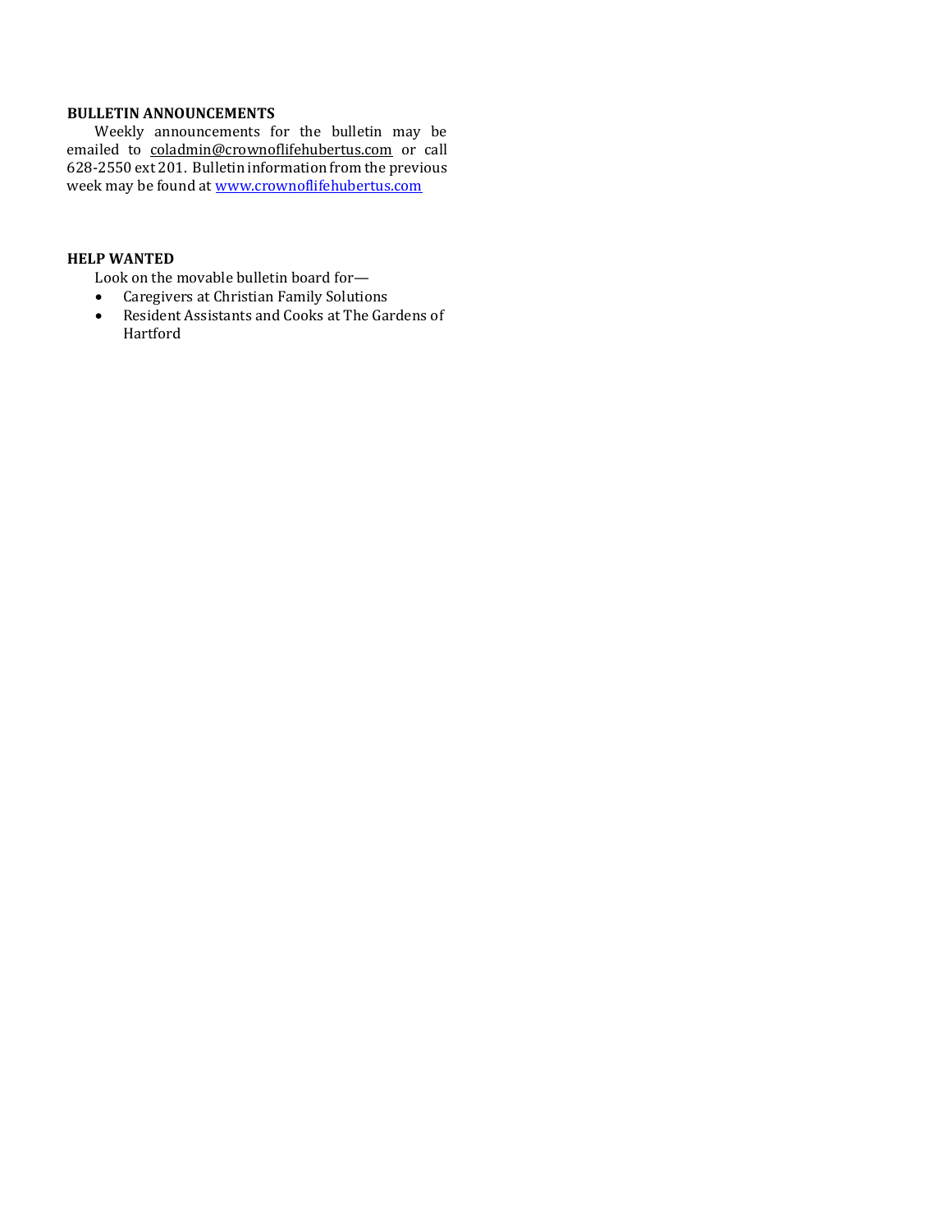**BULLETIN ANNOUNCEMENTS**

Weekly announcements for the bulletin may be emailed to coladmin@crownoflifehubertus.com or call 628-2550 ext 201. Bulletin information from the previous week may be found at [www.crownoflifehubertus.com](http://www.crownoflifehubertus.com)

**HELP WANTED**

Look on the movable bulletin board for—

- Caregivers at Christian Family Solutions
- Resident Assistants and Cooks at The Gardens of Hartford